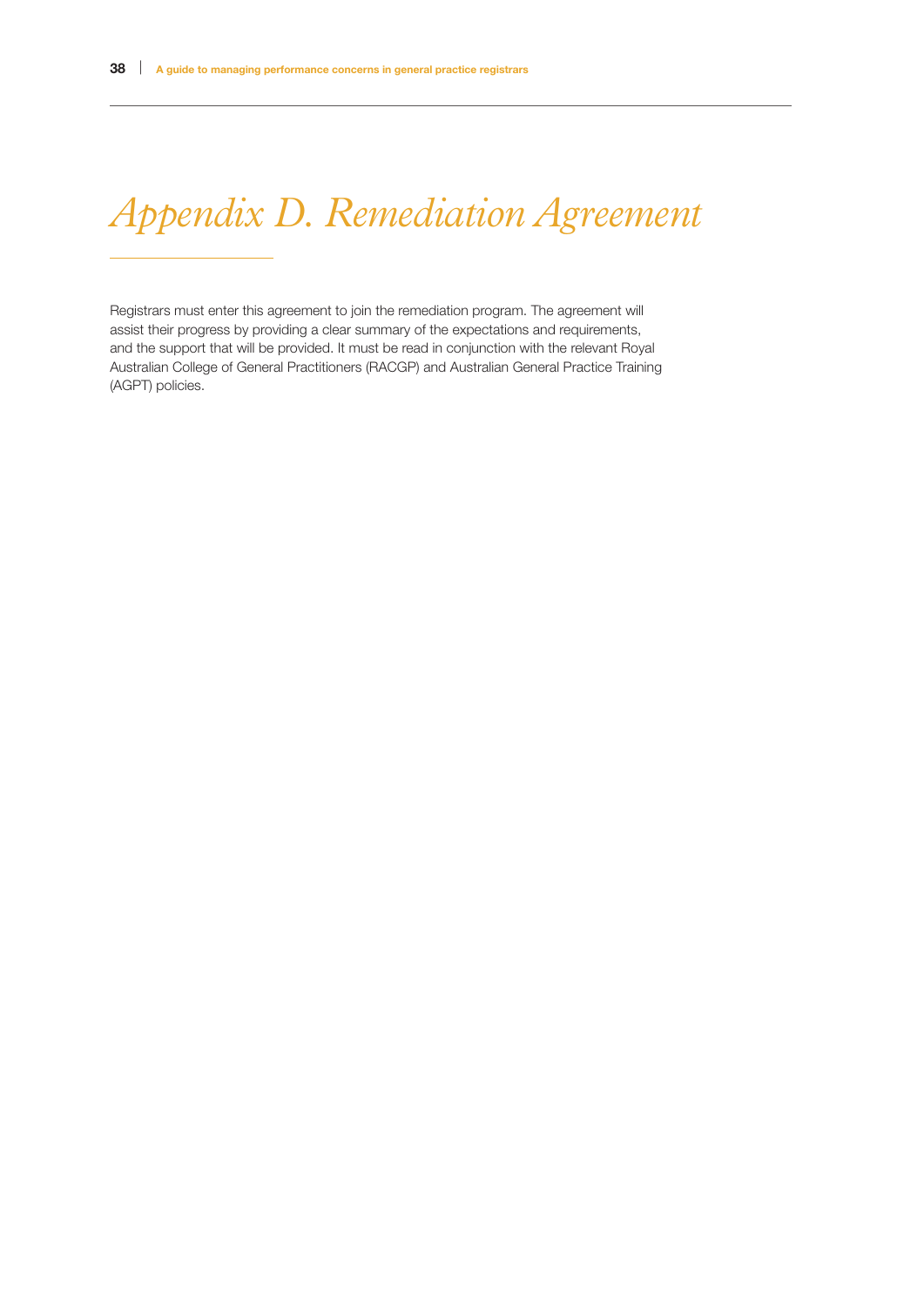# *Appendix D. Remediation Agreement*

Registrars must enter this agreement to join the remediation program. The agreement will assist their progress by providing a clear summary of the expectations and requirements, and the support that will be provided. It must be read in conjunction with the relevant Royal Australian College of General Practitioners (RACGP) and Australian General Practice Training (AGPT) policies.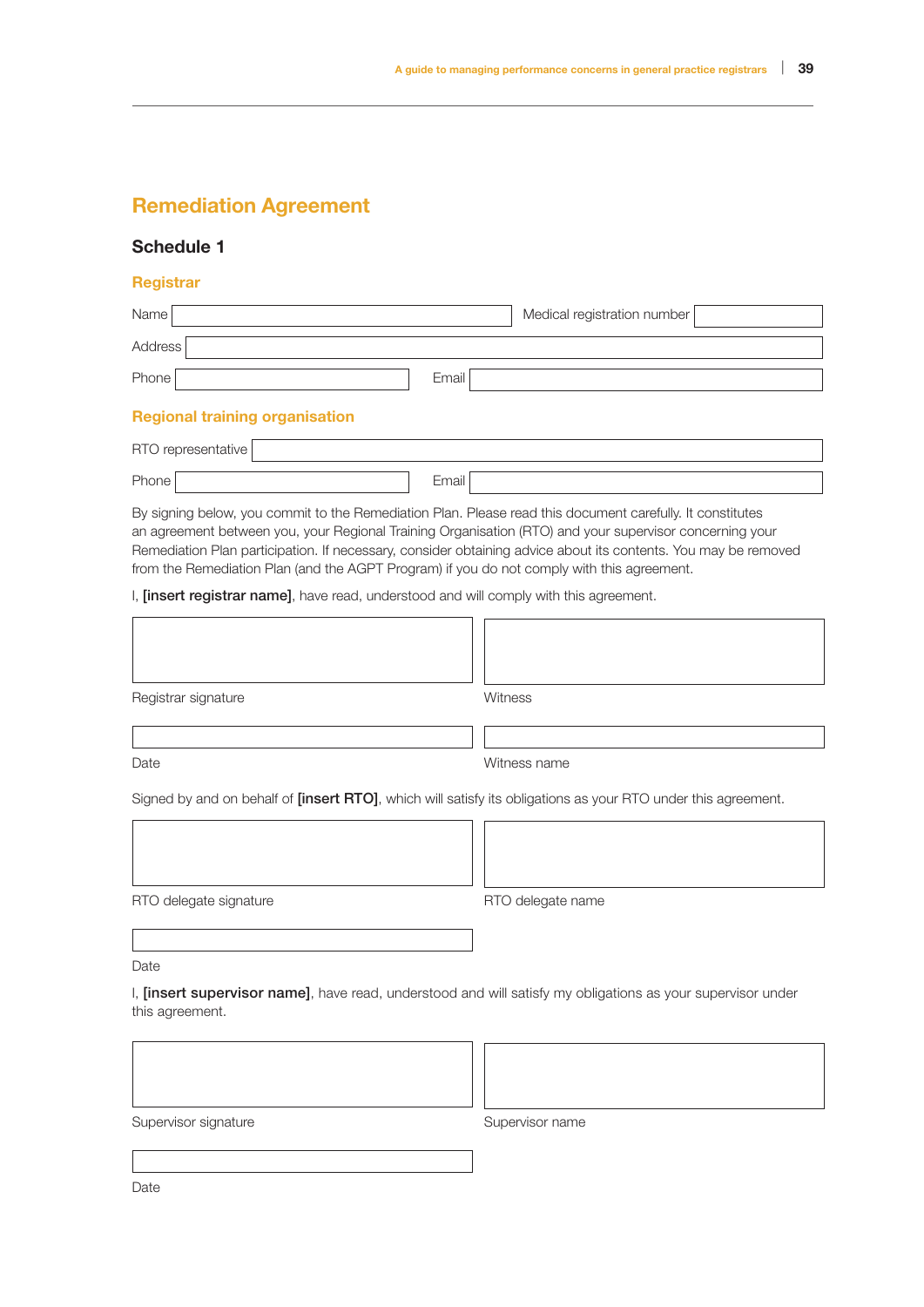# Remediation Agreement

## Schedule 1

### Registrar

Name | Medical registration number

Address

Phone | Email

### Regional training organisation

RTO representative

Phone | Email

By signing below, you commit to the Remediation Plan. Please read this document carefully. It constitutes an agreement between you, your Regional Training Organisation (RTO) and your supervisor concerning your Remediation Plan participation. If necessary, consider obtaining advice about its contents. You may be removed from the Remediation Plan (and the AGPT Program) if you do not comply with this agreement.

I, **[insert registrar name]**, have read, understood and will comply with this agreement.

Registrar signature | Witness

Date | Witness name

Signed by and on behalf of **[insert RTO]**, which will satisfy its obligations as your RTO under this agreement.

RTO delegate signature | RTO delegate name

Date

I, **[insert supervisor name]**, have read, understood and will satisfy my obligations as your supervisor under this agreement.

Supervisor signature | Supervisor name

Date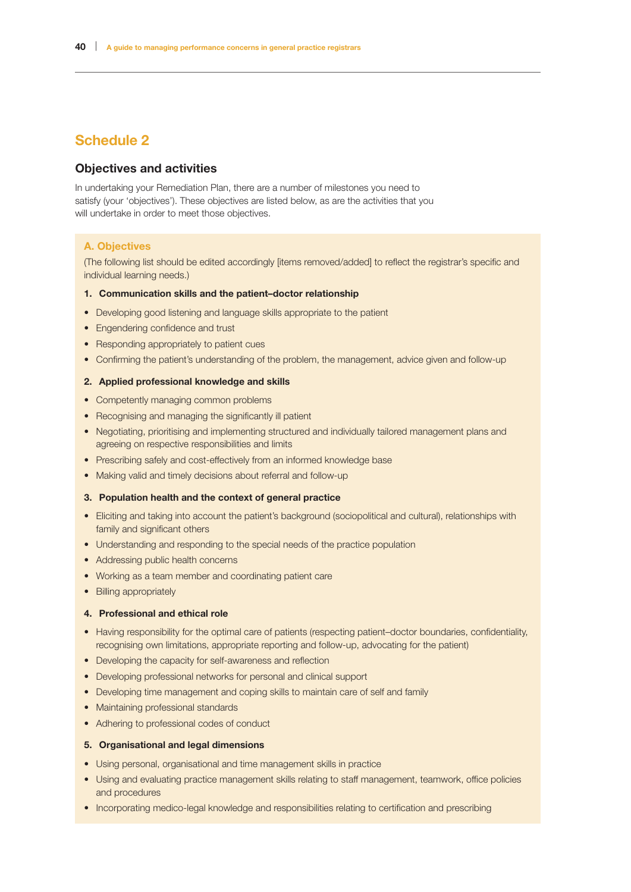# Schedule 2

## Objectives and activities

In undertaking your Remediation Plan, there are a number of milestones you need to satisfy (your 'objectives'). These objectives are listed below, as are the activities that you will undertake in order to meet those objectives.

### A. Objectives

(The following list should be edited accordingly [items removed/added] to reflect the registrar's specific and individual learning needs.)

**1. Communication skills and the patient–doctor relationship**

- Developing good listening and language skills appropriate to the patient
- Engendering confidence and trust
- Responding appropriately to patient cues
- Confirming the patient's understanding of the problem, the management, advice given and follow-up

**2. Applied professional knowledge and skills**

- Competently managing common problems
- Recognising and managing the significantly ill patient
- Negotiating, prioritising and implementing structured and individually tailored management plans and agreeing on respective responsibilities and limits
- Prescribing safely and cost-effectively from an informed knowledge base
- Making valid and timely decisions about referral and follow-up

**3. Population health and the context of general practice**

- Eliciting and taking into account the patient's background (sociopolitical and cultural), relationships with family and significant others
- Understanding and responding to the special needs of the practice population
- Addressing public health concerns
- Working as a team member and coordinating patient care
- Billing appropriately

**4. Professional and ethical role**

- Having responsibility for the optimal care of patients (respecting patient–doctor boundaries, confidentiality, recognising own limitations, appropriate reporting and follow-up, advocating for the patient)
- Developing the capacity for self-awareness and reflection
- Developing professional networks for personal and clinical support
- Developing time management and coping skills to maintain care of self and family
- Maintaining professional standards
- Adhering to professional codes of conduct

**5. Organisational and legal dimensions**

- Using personal, organisational and time management skills in practice
- Using and evaluating practice management skills relating to staff management, teamwork, office policies and procedures
- Incorporating medico-legal knowledge and responsibilities relating to certification and prescribing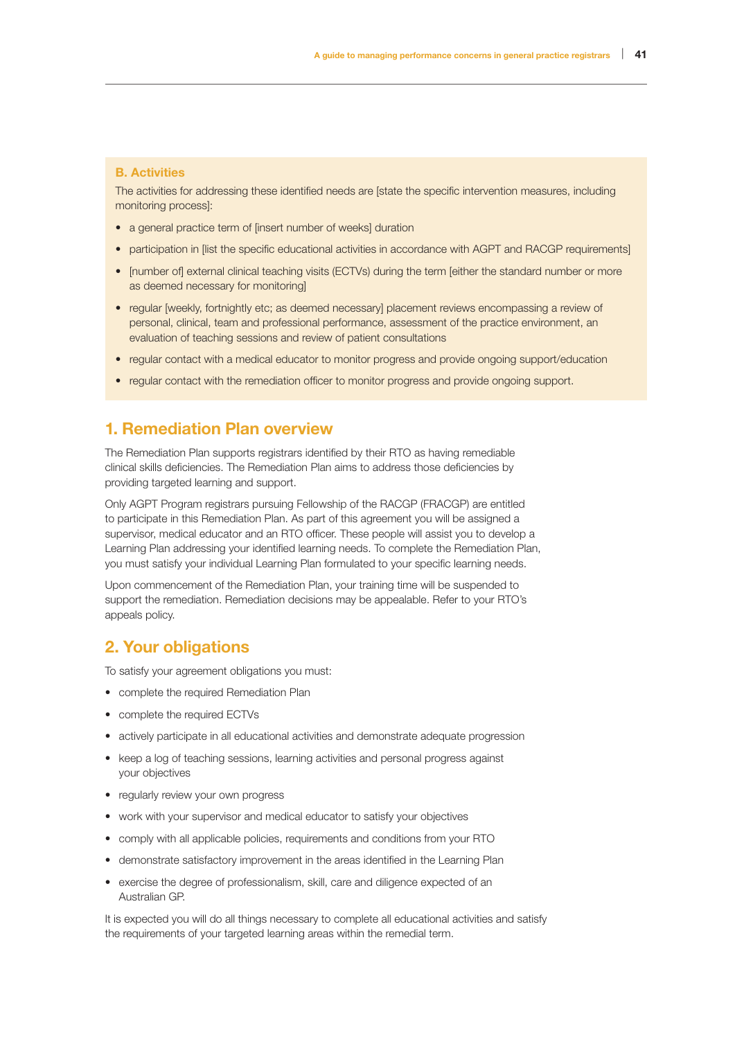### B. Activities

The activities for addressing these identified needs are [state the specific intervention measures, including monitoring process]:

- a general practice term of [insert number of weeks] duration
- participation in [list the specific educational activities in accordance with AGPT and RACGP requirements]
- [number of] external clinical teaching visits (ECTVs) during the term [either the standard number or more as deemed necessary for monitoring]
- regular [weekly, fortnightly etc; as deemed necessary] placement reviews encompassing a review of personal, clinical, team and professional performance, assessment of the practice environment, an evaluation of teaching sessions and review of patient consultations
- regular contact with a medical educator to monitor progress and provide ongoing support/education
- regular contact with the remediation officer to monitor progress and provide ongoing support.

## 1. Remediation Plan overview

The Remediation Plan supports registrars identified by their RTO as having remediable clinical skills deficiencies. The Remediation Plan aims to address those deficiencies by providing targeted learning and support.

Only AGPT Program registrars pursuing Fellowship of the RACGP (FRACGP) are entitled to participate in this Remediation Plan. As part of this agreement you will be assigned a supervisor, medical educator and an RTO officer. These people will assist you to develop a Learning Plan addressing your identified learning needs. To complete the Remediation Plan, you must satisfy your individual Learning Plan formulated to your specific learning needs.

Upon commencement of the Remediation Plan, your training time will be suspended to support the remediation. Remediation decisions may be appealable. Refer to your RTO's appeals policy.

## 2. Your obligations

To satisfy your agreement obligations you must:

- complete the required Remediation Plan
- complete the required ECTVs
- actively participate in all educational activities and demonstrate adequate progression
- keep a log of teaching sessions, learning activities and personal progress against your objectives
- regularly review your own progress
- work with your supervisor and medical educator to satisfy your objectives
- comply with all applicable policies, requirements and conditions from your RTO
- demonstrate satisfactory improvement in the areas identified in the Learning Plan
- exercise the degree of professionalism, skill, care and diligence expected of an Australian GP.

It is expected you will do all things necessary to complete all educational activities and satisfy the requirements of your targeted learning areas within the remedial term.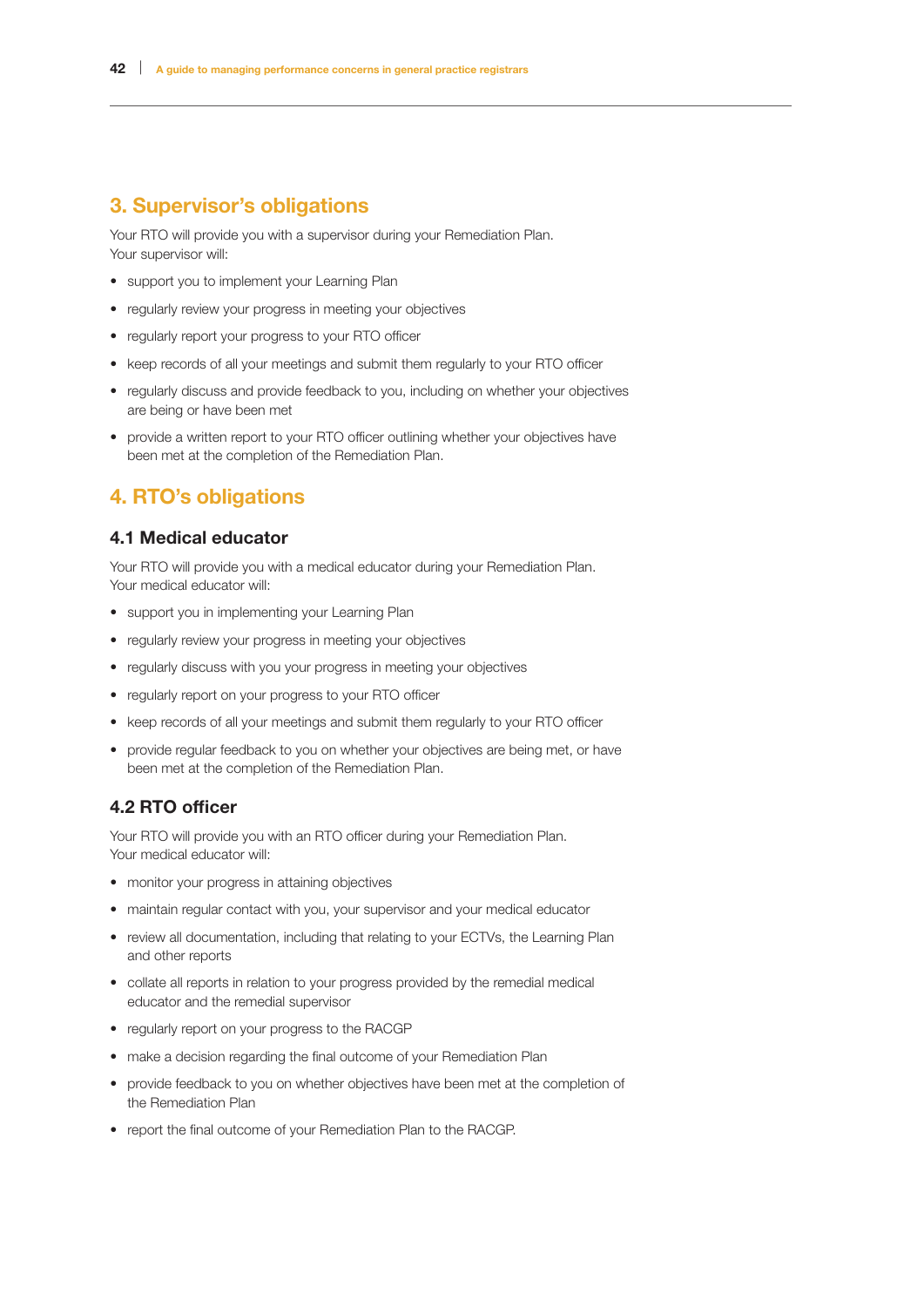## 3. Supervisor's obligations

Your RTO will provide you with a supervisor during your Remediation Plan.
Your supervisor will:

- support you to implement your Learning Plan
- regularly review your progress in meeting your objectives
- regularly report your progress to your RTO officer
- keep records of all your meetings and submit them regularly to your RTO officer
- regularly discuss and provide feedback to you, including on whether your objectives are being or have been met
- provide a written report to your RTO officer outlining whether your objectives have been met at the completion of the Remediation Plan.

## 4. RTO's obligations

### 4.1 Medical educator

Your RTO will provide you with a medical educator during your Remediation Plan.
Your medical educator will:

- support you in implementing your Learning Plan
- regularly review your progress in meeting your objectives
- regularly discuss with you your progress in meeting your objectives
- regularly report on your progress to your RTO officer
- keep records of all your meetings and submit them regularly to your RTO officer
- provide regular feedback to you on whether your objectives are being met, or have been met at the completion of the Remediation Plan.

### 4.2 RTO officer

Your RTO will provide you with an RTO officer during your Remediation Plan.
Your medical educator will:

- monitor your progress in attaining objectives
- maintain regular contact with you, your supervisor and your medical educator
- review all documentation, including that relating to your ECTVs, the Learning Plan and other reports
- collate all reports in relation to your progress provided by the remedial medical educator and the remedial supervisor
- regularly report on your progress to the RACGP
- make a decision regarding the final outcome of your Remediation Plan
- provide feedback to you on whether objectives have been met at the completion of the Remediation Plan
- report the final outcome of your Remediation Plan to the RACGP.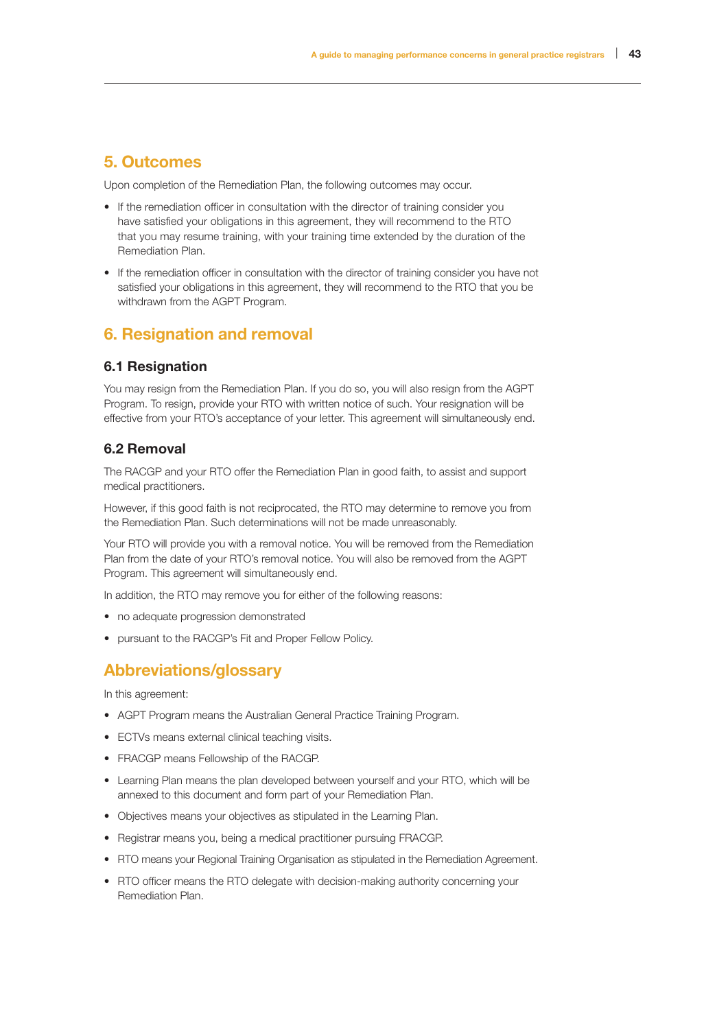## 5. Outcomes

Upon completion of the Remediation Plan, the following outcomes may occur.

- If the remediation officer in consultation with the director of training consider you have satisfied your obligations in this agreement, they will recommend to the RTO that you may resume training, with your training time extended by the duration of the Remediation Plan.
- If the remediation officer in consultation with the director of training consider you have not satisfied your obligations in this agreement, they will recommend to the RTO that you be withdrawn from the AGPT Program.

## 6. Resignation and removal

### 6.1 Resignation

You may resign from the Remediation Plan. If you do so, you will also resign from the AGPT Program. To resign, provide your RTO with written notice of such. Your resignation will be effective from your RTO's acceptance of your letter. This agreement will simultaneously end.

### 6.2 Removal

The RACGP and your RTO offer the Remediation Plan in good faith, to assist and support medical practitioners.

However, if this good faith is not reciprocated, the RTO may determine to remove you from the Remediation Plan. Such determinations will not be made unreasonably.

Your RTO will provide you with a removal notice. You will be removed from the Remediation Plan from the date of your RTO's removal notice. You will also be removed from the AGPT Program. This agreement will simultaneously end.

In addition, the RTO may remove you for either of the following reasons:

- no adequate progression demonstrated
- pursuant to the RACGP's Fit and Proper Fellow Policy.

## Abbreviations/glossary

In this agreement:

- AGPT Program means the Australian General Practice Training Program.
- ECTVs means external clinical teaching visits.
- FRACGP means Fellowship of the RACGP.
- Learning Plan means the plan developed between yourself and your RTO, which will be annexed to this document and form part of your Remediation Plan.
- Objectives means your objectives as stipulated in the Learning Plan.
- Registrar means you, being a medical practitioner pursuing FRACGP.
- RTO means your Regional Training Organisation as stipulated in the Remediation Agreement.
- RTO officer means the RTO delegate with decision-making authority concerning your Remediation Plan.